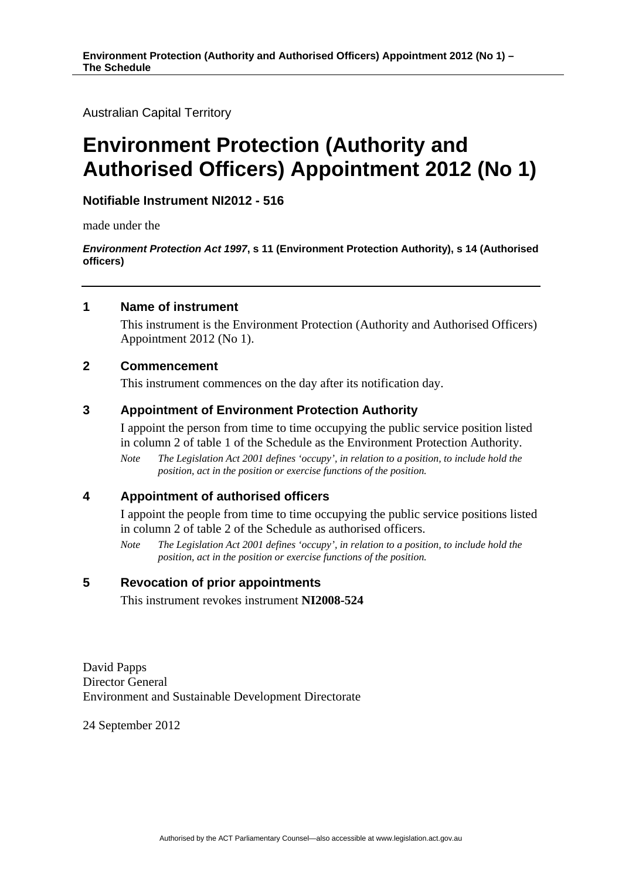Australian Capital Territory

# Environment Protection (Authority and Authorised Officers) Appointment 2012 (No 1)

**Notifiable Instrument NI2012 - 516**

made under the

***Environment Protection Act 1997*, s 11 (Environment Protection Authority), s 14 (Authorised officers)**

## 1 Name of instrument

This instrument is the Environment Protection (Authority and Authorised Officers) Appointment 2012 (No 1).

## 2 Commencement

This instrument commences on the day after its notification day.

## 3 Appointment of Environment Protection Authority

I appoint the person from time to time occupying the public service position listed in column 2 of table 1 of the Schedule as the Environment Protection Authority.

*Note The Legislation Act 2001 defines 'occupy', in relation to a position, to include hold the position, act in the position or exercise functions of the position.*

## 4 Appointment of authorised officers

I appoint the people from time to time occupying the public service positions listed in column 2 of table 2 of the Schedule as authorised officers.

*Note The Legislation Act 2001 defines 'occupy', in relation to a position, to include hold the position, act in the position or exercise functions of the position.*

## 5 Revocation of prior appointments

This instrument revokes instrument **NI2008-524**

David Papps
Director General
Environment and Sustainable Development Directorate

24 September 2012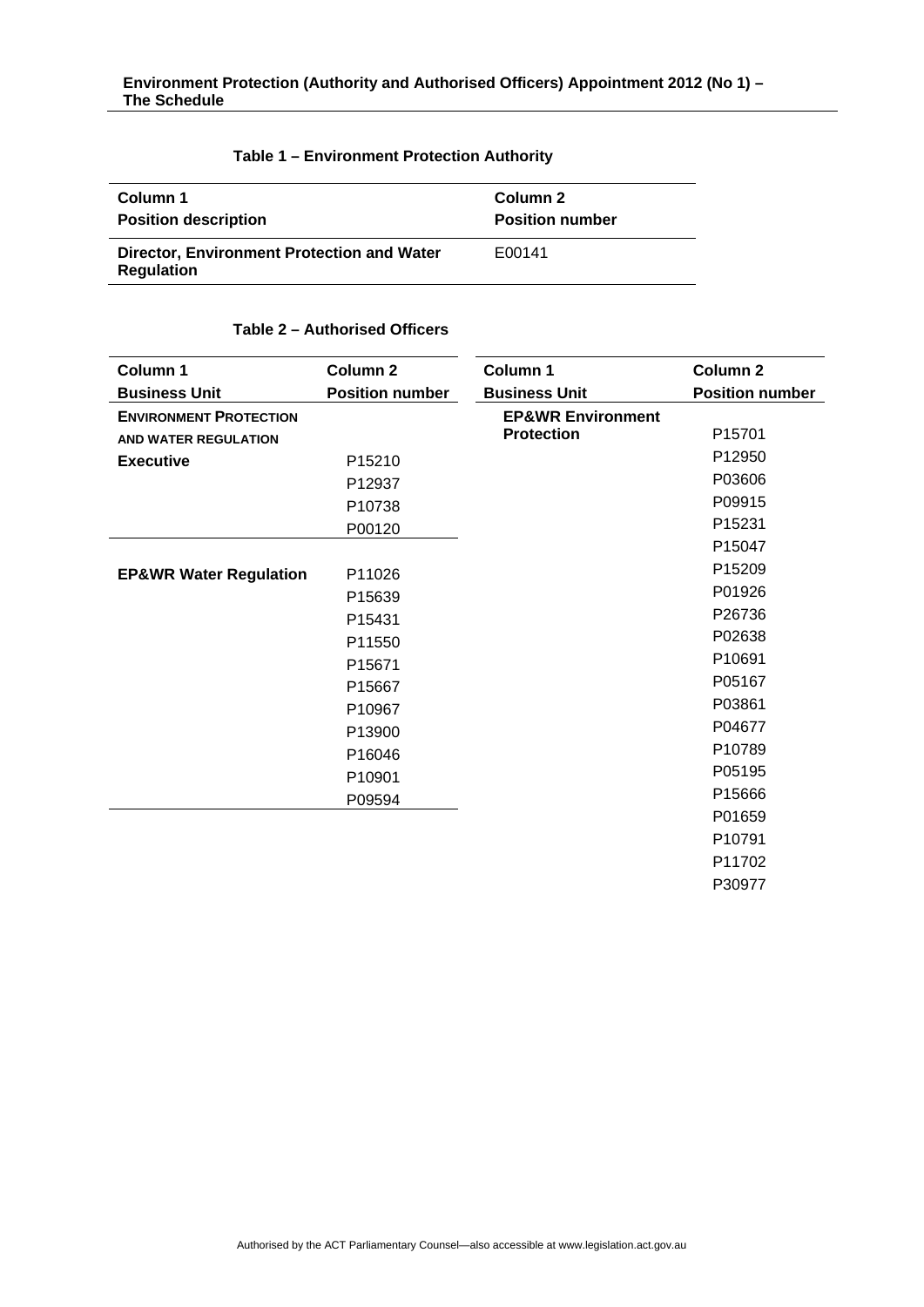**Table 1 – Environment Protection Authority**

| Column 1<br>Position description | Column 2<br>Position number |
|---|---|
| **Director, Environment Protection and Water Regulation** | E00141 |

**Table 2 – Authorised Officers**

| Column 1<br>Business Unit | Column 2<br>Position number |
|---|---|
| **ENVIRONMENT PROTECTION AND WATER REGULATION** | |
| **Executive** | P15210 |
| | P12937 |
| | P10738 |
| | P00120 |
| **EP&WR Water Regulation** | P11026 |
| | P15639 |
| | P15431 |
| | P11550 |
| | P15671 |
| | P15667 |
| | P10967 |
| | P13900 |
| | P16046 |
| | P10901 |
| | P09594 |
| **EP&WR Environment Protection** | P15701 |
| | P12950 |
| | P03606 |
| | P09915 |
| | P15231 |
| | P15047 |
| | P15209 |
| | P01926 |
| | P26736 |
| | P02638 |
| | P10691 |
| | P05167 |
| | P03861 |
| | P04677 |
| | P10789 |
| | P05195 |
| | P15666 |
| | P01659 |
| | P10791 |
| | P11702 |
| | P30977 |